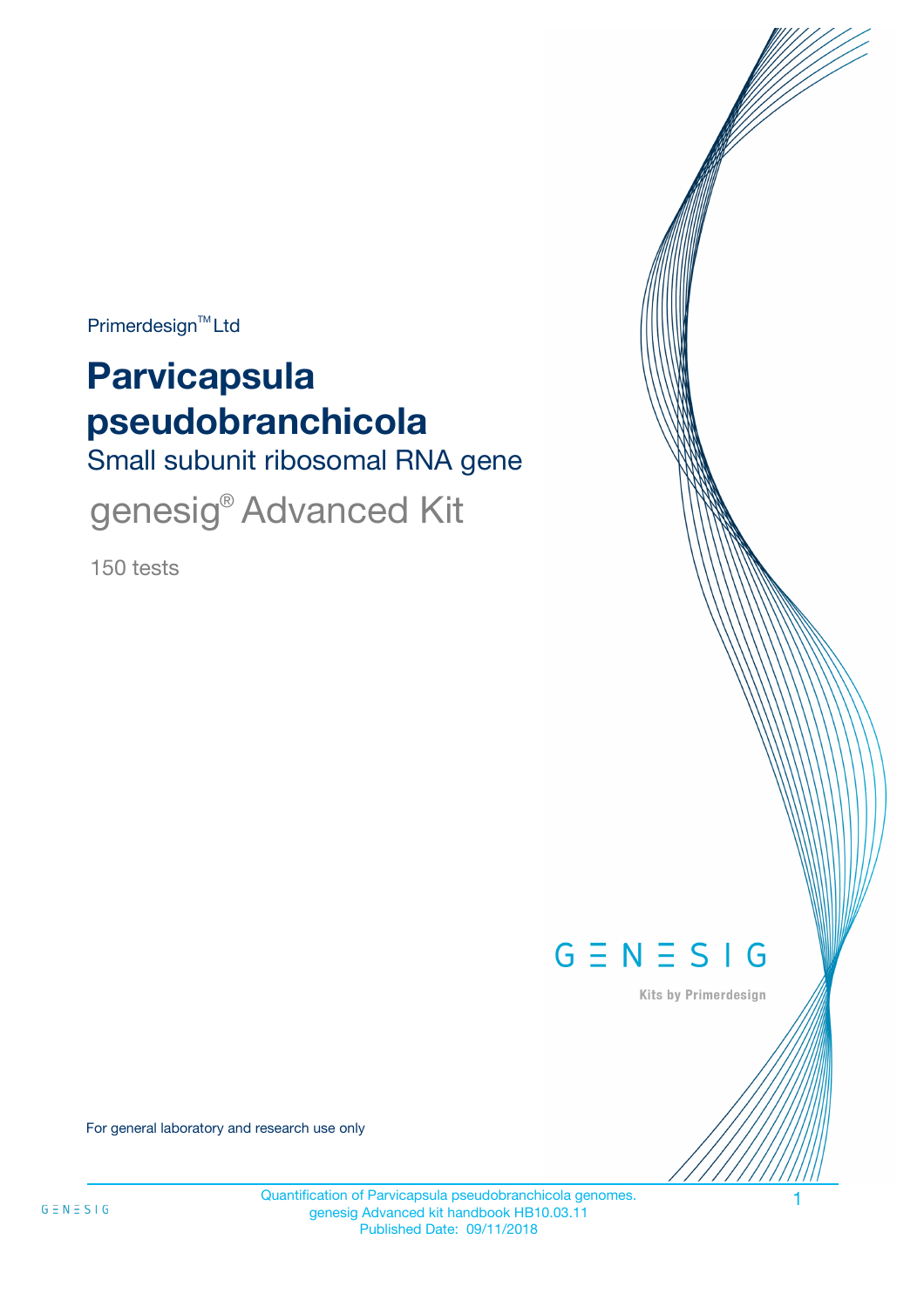Primerdesign™ Ltd

# Parvicapsula pseudobranchicola

## Small subunit ribosomal RNA gene

## genesig® Advanced Kit

150 tests

For general laboratory and research use only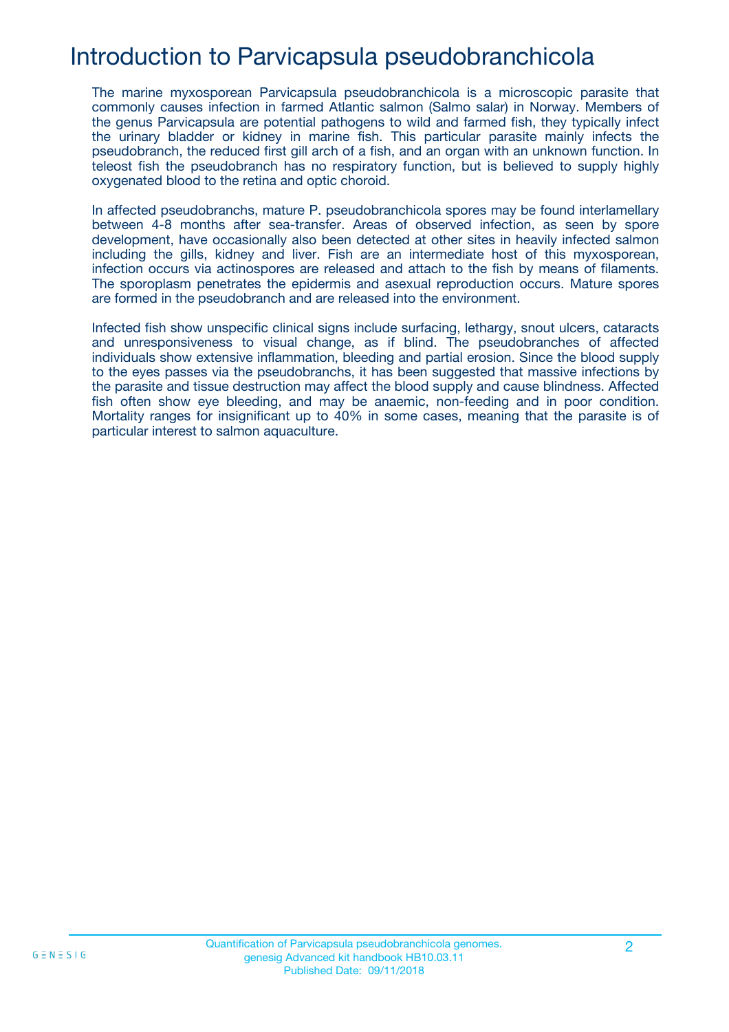# Introduction to Parvicapsula pseudobranchicola

The marine myxosporean Parvicapsula pseudobranchicola is a microscopic parasite that commonly causes infection in farmed Atlantic salmon (Salmo salar) in Norway. Members of the genus Parvicapsula are potential pathogens to wild and farmed fish, they typically infect the urinary bladder or kidney in marine fish. This particular parasite mainly infects the pseudobranch, the reduced first gill arch of a fish, and an organ with an unknown function. In teleost fish the pseudobranch has no respiratory function, but is believed to supply highly oxygenated blood to the retina and optic choroid.

In affected pseudobranchs, mature P. pseudobranchicola spores may be found interlamellary between 4-8 months after sea-transfer. Areas of observed infection, as seen by spore development, have occasionally also been detected at other sites in heavily infected salmon including the gills, kidney and liver. Fish are an intermediate host of this myxosporean, infection occurs via actinospores are released and attach to the fish by means of filaments. The sporoplasm penetrates the epidermis and asexual reproduction occurs. Mature spores are formed in the pseudobranch and are released into the environment.

Infected fish show unspecific clinical signs include surfacing, lethargy, snout ulcers, cataracts and unresponsiveness to visual change, as if blind. The pseudobranches of affected individuals show extensive inflammation, bleeding and partial erosion. Since the blood supply to the eyes passes via the pseudobranchs, it has been suggested that massive infections by the parasite and tissue destruction may affect the blood supply and cause blindness. Affected fish often show eye bleeding, and may be anaemic, non-feeding and in poor condition. Mortality ranges for insignificant up to 40% in some cases, meaning that the parasite is of particular interest to salmon aquaculture.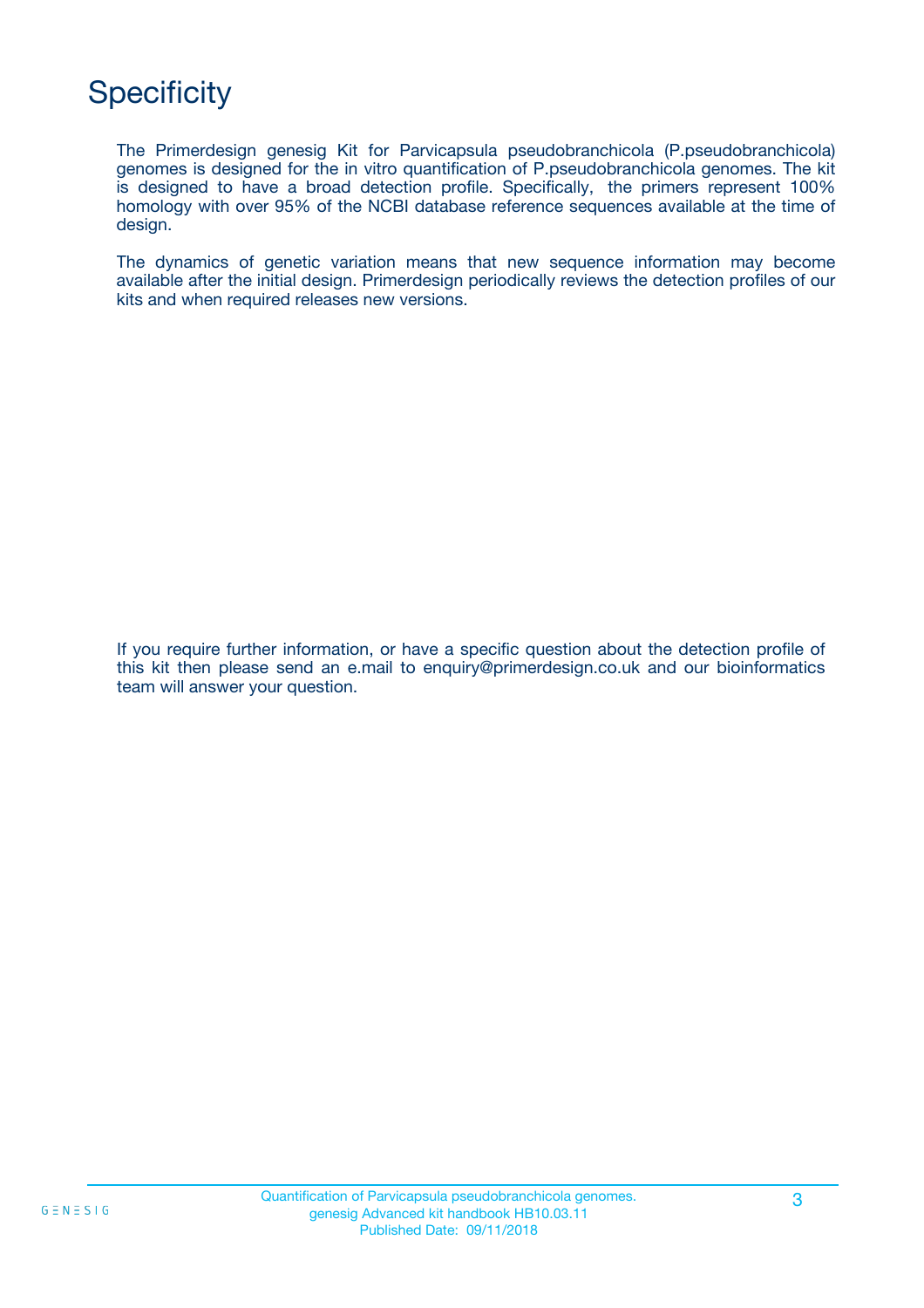# Specificity

The Primerdesign genesig Kit for Parvicapsula pseudobranchicola (P.pseudobranchicola) genomes is designed for the in vitro quantification of P.pseudobranchicola genomes. The kit is designed to have a broad detection profile. Specifically, the primers represent 100% homology with over 95% of the NCBI database reference sequences available at the time of design.

The dynamics of genetic variation means that new sequence information may become available after the initial design. Primerdesign periodically reviews the detection profiles of our kits and when required releases new versions.

If you require further information, or have a specific question about the detection profile of this kit then please send an e.mail to enquiry@primerdesign.co.uk and our bioinformatics team will answer your question.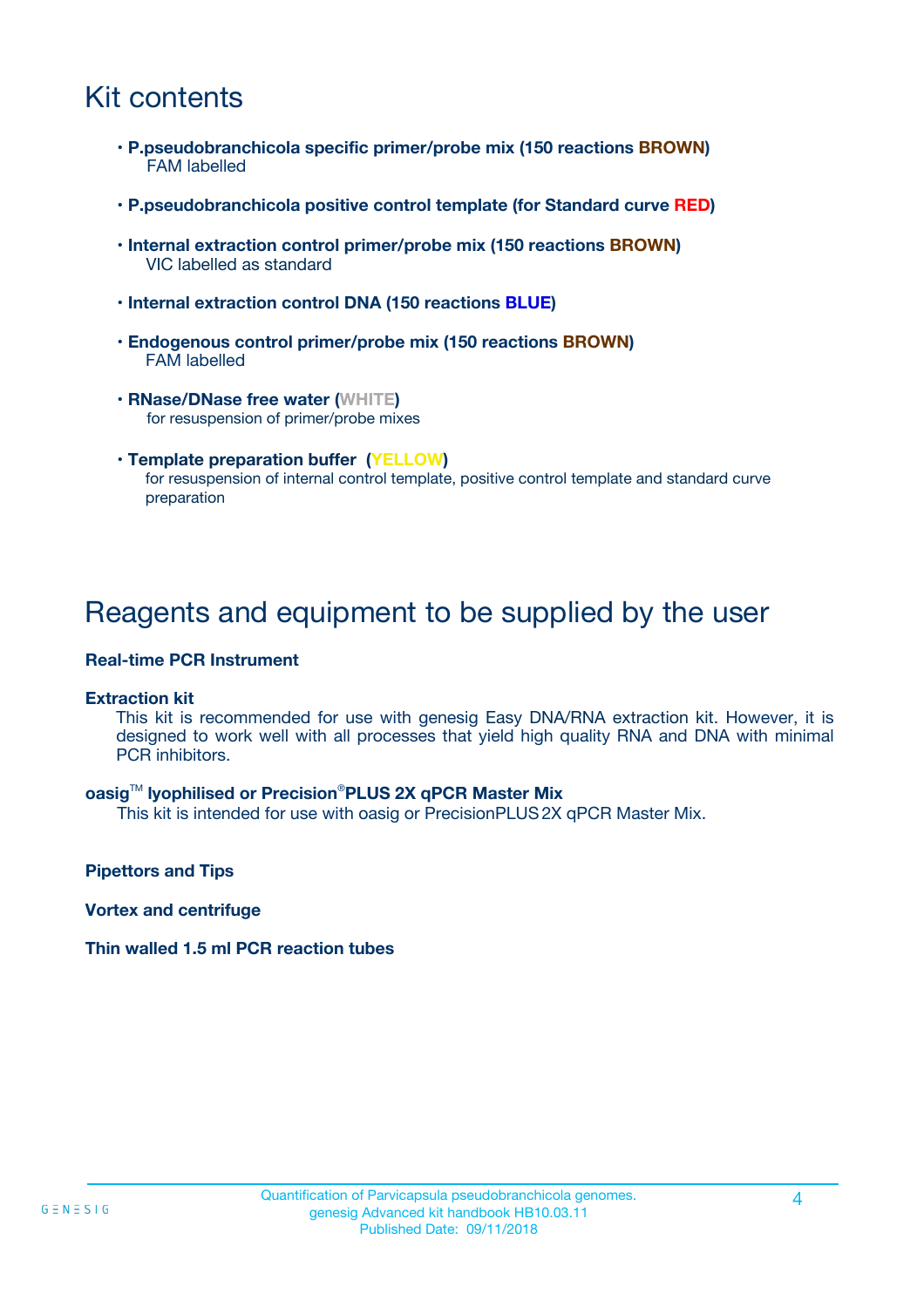# Kit contents

- **P.pseudobranchicola specific primer/probe mix (150 reactions BROWN)**
  FAM labelled
- **P.pseudobranchicola positive control template (for Standard curve RED)**
- **Internal extraction control primer/probe mix (150 reactions BROWN)**
  VIC labelled as standard
- **Internal extraction control DNA (150 reactions BLUE)**
- **Endogenous control primer/probe mix (150 reactions BROWN)**
  FAM labelled
- **RNase/DNase free water (WHITE)**
  for resuspension of primer/probe mixes
- **Template preparation buffer (YELLOW)**
  for resuspension of internal control template, positive control template and standard curve preparation

# Reagents and equipment to be supplied by the user

**Real-time PCR Instrument**

**Extraction kit**

This kit is recommended for use with genesig Easy DNA/RNA extraction kit. However, it is designed to work well with all processes that yield high quality RNA and DNA with minimal PCR inhibitors.

**oasig™ lyophilised or Precision®PLUS 2X qPCR Master Mix**

This kit is intended for use with oasig or PrecisionPLUS 2X qPCR Master Mix.

**Pipettors and Tips**

**Vortex and centrifuge**

**Thin walled 1.5 ml PCR reaction tubes**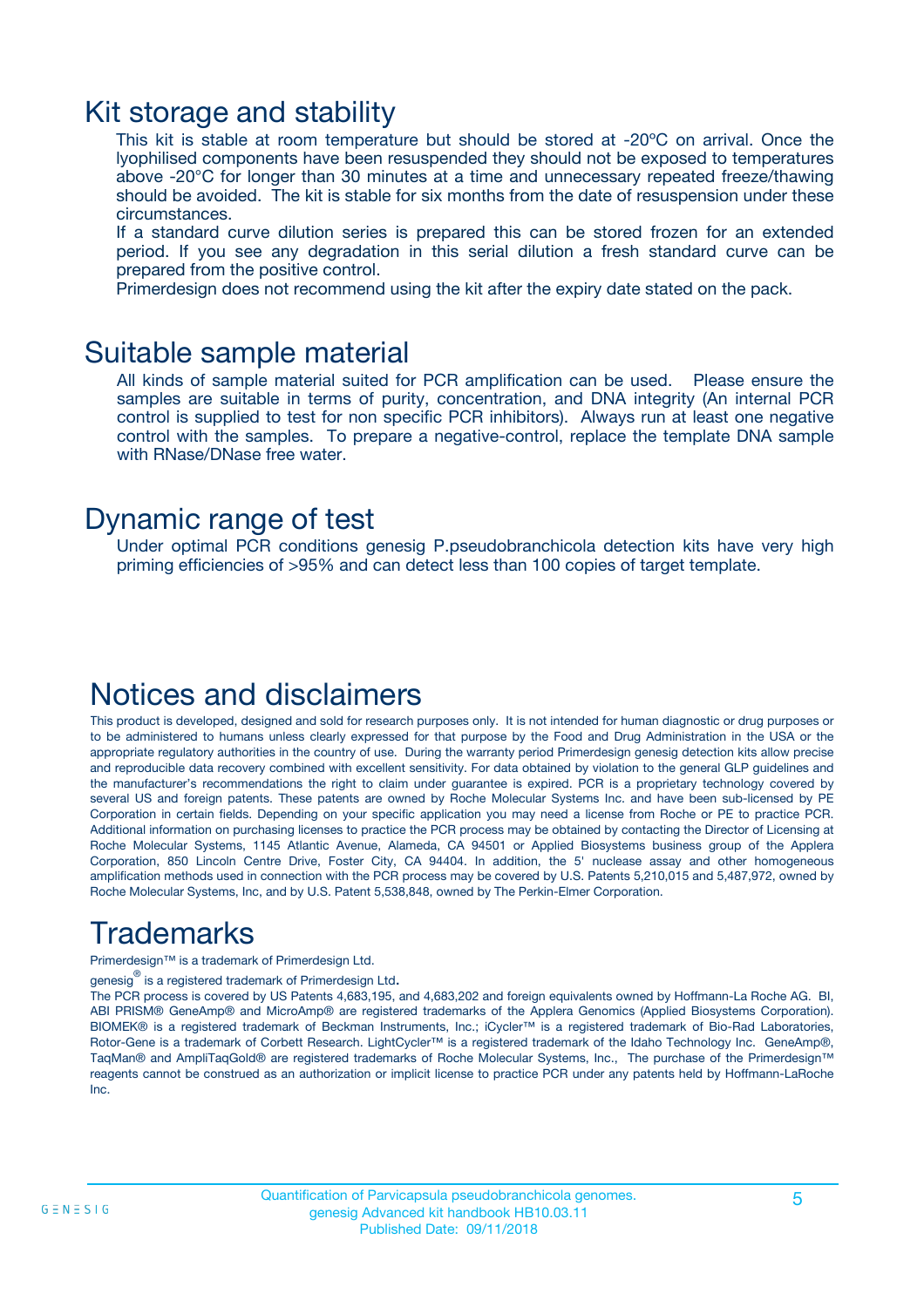## Kit storage and stability

This kit is stable at room temperature but should be stored at -20ºC on arrival. Once the lyophilised components have been resuspended they should not be exposed to temperatures above -20°C for longer than 30 minutes at a time and unnecessary repeated freeze/thawing should be avoided. The kit is stable for six months from the date of resuspension under these circumstances.

If a standard curve dilution series is prepared this can be stored frozen for an extended period. If you see any degradation in this serial dilution a fresh standard curve can be prepared from the positive control.

Primerdesign does not recommend using the kit after the expiry date stated on the pack.

## Suitable sample material

All kinds of sample material suited for PCR amplification can be used. Please ensure the samples are suitable in terms of purity, concentration, and DNA integrity (An internal PCR control is supplied to test for non specific PCR inhibitors). Always run at least one negative control with the samples. To prepare a negative-control, replace the template DNA sample with RNase/DNase free water.

## Dynamic range of test

Under optimal PCR conditions genesig P.pseudobranchicola detection kits have very high priming efficiencies of >95% and can detect less than 100 copies of target template.

## Notices and disclaimers

This product is developed, designed and sold for research purposes only. It is not intended for human diagnostic or drug purposes or to be administered to humans unless clearly expressed for that purpose by the Food and Drug Administration in the USA or the appropriate regulatory authorities in the country of use. During the warranty period Primerdesign genesig detection kits allow precise and reproducible data recovery combined with excellent sensitivity. For data obtained by violation to the general GLP guidelines and the manufacturer's recommendations the right to claim under guarantee is expired. PCR is a proprietary technology covered by several US and foreign patents. These patents are owned by Roche Molecular Systems Inc. and have been sub-licensed by PE Corporation in certain fields. Depending on your specific application you may need a license from Roche or PE to practice PCR. Additional information on purchasing licenses to practice the PCR process may be obtained by contacting the Director of Licensing at Roche Molecular Systems, 1145 Atlantic Avenue, Alameda, CA 94501 or Applied Biosystems business group of the Applera Corporation, 850 Lincoln Centre Drive, Foster City, CA 94404. In addition, the 5' nuclease assay and other homogeneous amplification methods used in connection with the PCR process may be covered by U.S. Patents 5,210,015 and 5,487,972, owned by Roche Molecular Systems, Inc, and by U.S. Patent 5,538,848, owned by The Perkin-Elmer Corporation.

## Trademarks

Primerdesign™ is a trademark of Primerdesign Ltd.

genesig® is a registered trademark of Primerdesign Ltd.

The PCR process is covered by US Patents 4,683,195, and 4,683,202 and foreign equivalents owned by Hoffmann-La Roche AG. BI, ABI PRISM® GeneAmp® and MicroAmp® are registered trademarks of the Applera Genomics (Applied Biosystems Corporation). BIOMEK® is a registered trademark of Beckman Instruments, Inc.; iCycler™ is a registered trademark of Bio-Rad Laboratories, Rotor-Gene is a trademark of Corbett Research. LightCycler™ is a registered trademark of the Idaho Technology Inc. GeneAmp®, TaqMan® and AmpliTaqGold® are registered trademarks of Roche Molecular Systems, Inc., The purchase of the Primerdesign™ reagents cannot be construed as an authorization or implicit license to practice PCR under any patents held by Hoffmann-LaRoche Inc.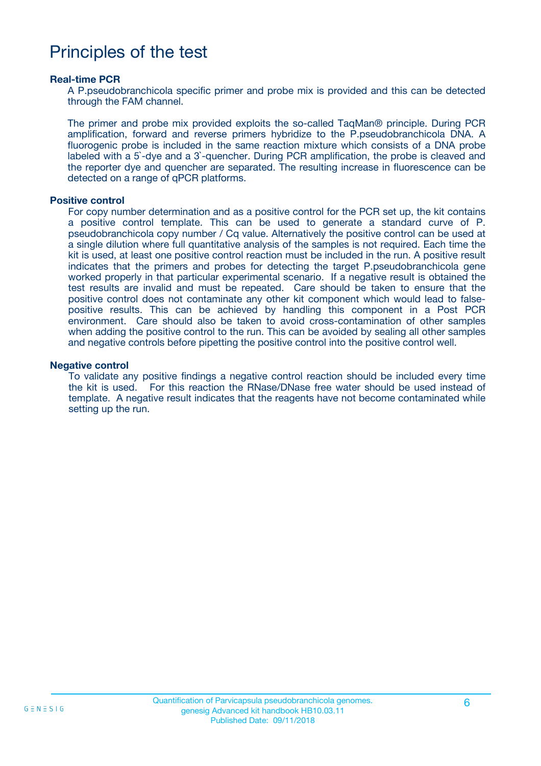# Principles of the test

**Real-time PCR**

A P.pseudobranchicola specific primer and probe mix is provided and this can be detected through the FAM channel.

The primer and probe mix provided exploits the so-called TaqMan® principle. During PCR amplification, forward and reverse primers hybridize to the P.pseudobranchicola DNA. A fluorogenic probe is included in the same reaction mixture which consists of a DNA probe labeled with a 5`-dye and a 3`-quencher. During PCR amplification, the probe is cleaved and the reporter dye and quencher are separated. The resulting increase in fluorescence can be detected on a range of qPCR platforms.

**Positive control**

For copy number determination and as a positive control for the PCR set up, the kit contains a positive control template. This can be used to generate a standard curve of P. pseudobranchicola copy number / Cq value. Alternatively the positive control can be used at a single dilution where full quantitative analysis of the samples is not required. Each time the kit is used, at least one positive control reaction must be included in the run. A positive result indicates that the primers and probes for detecting the target P.pseudobranchicola gene worked properly in that particular experimental scenario. If a negative result is obtained the test results are invalid and must be repeated. Care should be taken to ensure that the positive control does not contaminate any other kit component which would lead to false-positive results. This can be achieved by handling this component in a Post PCR environment. Care should also be taken to avoid cross-contamination of other samples when adding the positive control to the run. This can be avoided by sealing all other samples and negative controls before pipetting the positive control into the positive control well.

**Negative control**

To validate any positive findings a negative control reaction should be included every time the kit is used. For this reaction the RNase/DNase free water should be used instead of template. A negative result indicates that the reagents have not become contaminated while setting up the run.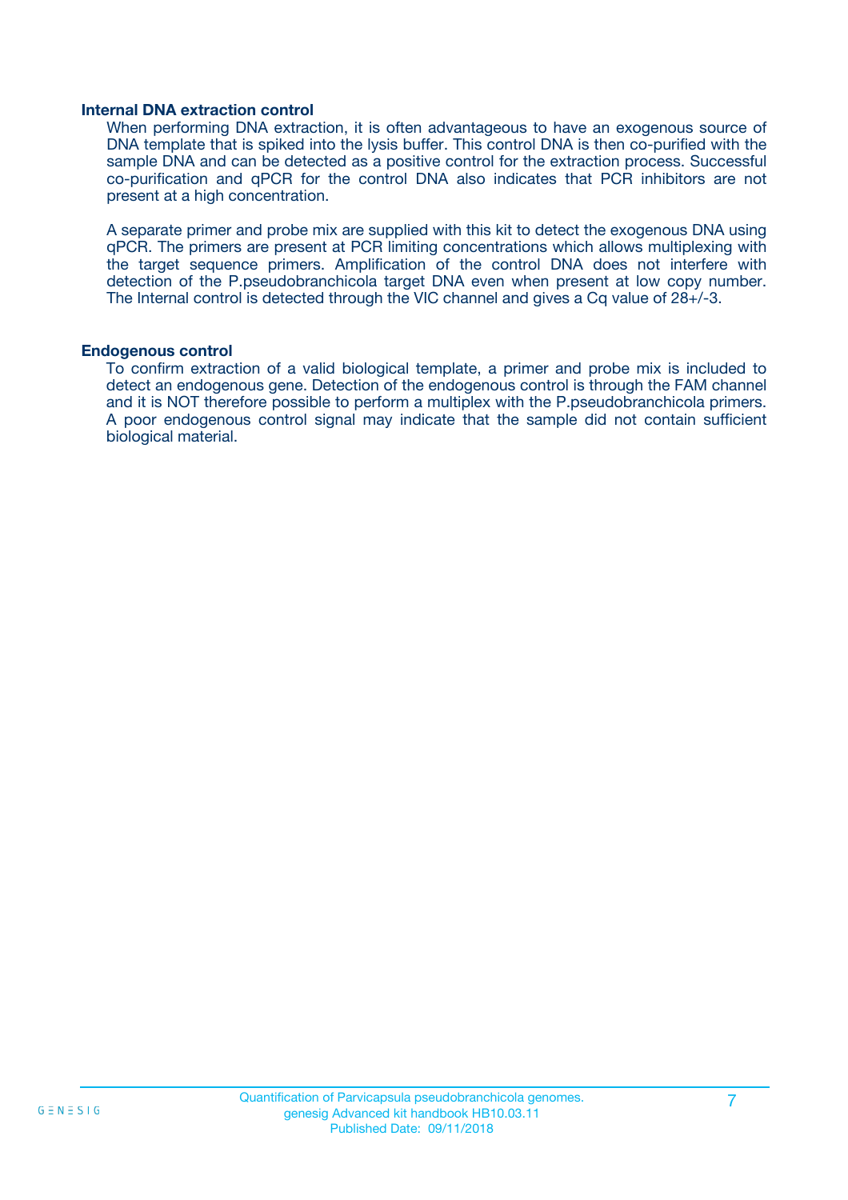### Internal DNA extraction control

When performing DNA extraction, it is often advantageous to have an exogenous source of DNA template that is spiked into the lysis buffer. This control DNA is then co-purified with the sample DNA and can be detected as a positive control for the extraction process. Successful co-purification and qPCR for the control DNA also indicates that PCR inhibitors are not present at a high concentration.

A separate primer and probe mix are supplied with this kit to detect the exogenous DNA using qPCR. The primers are present at PCR limiting concentrations which allows multiplexing with the target sequence primers. Amplification of the control DNA does not interfere with detection of the P.pseudobranchicola target DNA even when present at low copy number. The Internal control is detected through the VIC channel and gives a Cq value of 28+/-3.

### Endogenous control

To confirm extraction of a valid biological template, a primer and probe mix is included to detect an endogenous gene. Detection of the endogenous control is through the FAM channel and it is NOT therefore possible to perform a multiplex with the P.pseudobranchicola primers. A poor endogenous control signal may indicate that the sample did not contain sufficient biological material.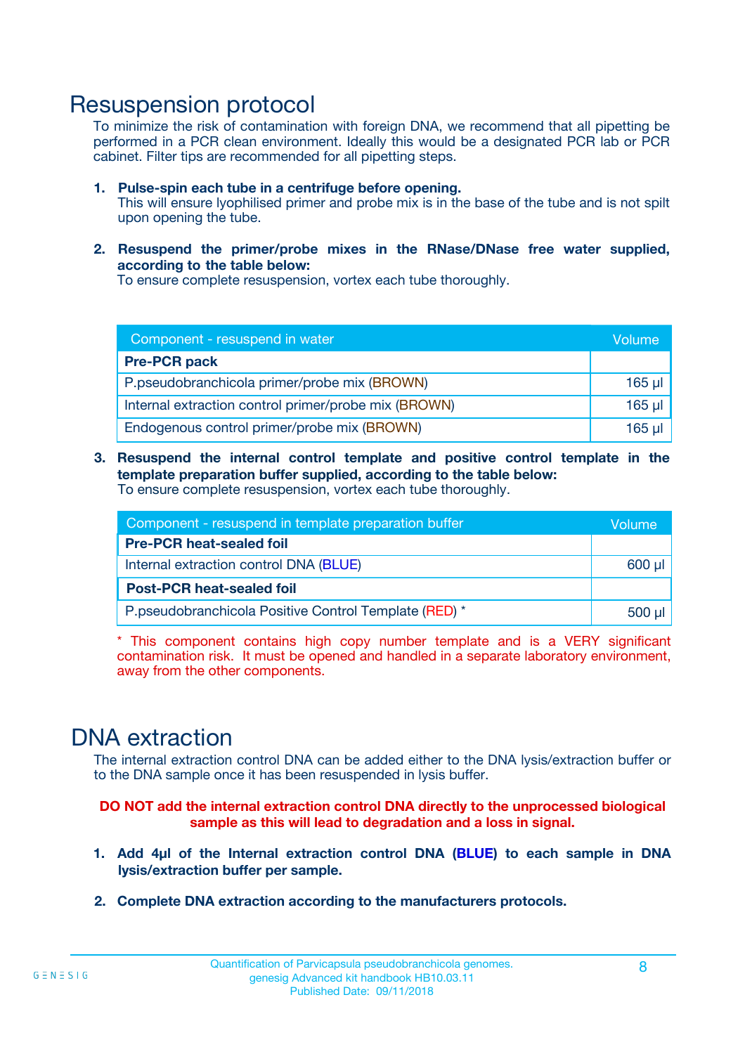# Resuspension protocol

To minimize the risk of contamination with foreign DNA, we recommend that all pipetting be performed in a PCR clean environment. Ideally this would be a designated PCR lab or PCR cabinet. Filter tips are recommended for all pipetting steps.

1. **Pulse-spin each tube in a centrifuge before opening.**
   This will ensure lyophilised primer and probe mix is in the base of the tube and is not spilt upon opening the tube.

2. **Resuspend the primer/probe mixes in the RNase/DNase free water supplied, according to the table below:**
   To ensure complete resuspension, vortex each tube thoroughly.

| Component - resuspend in water | Volume |
|---|---|
| **Pre-PCR pack** | |
| P.pseudobranchicola primer/probe mix (BROWN) | 165 µl |
| Internal extraction control primer/probe mix (BROWN) | 165 µl |
| Endogenous control primer/probe mix (BROWN) | 165 µl |

3. **Resuspend the internal control template and positive control template in the template preparation buffer supplied, according to the table below:**
   To ensure complete resuspension, vortex each tube thoroughly.

| Component - resuspend in template preparation buffer | Volume |
|---|---|
| **Pre-PCR heat-sealed foil** | |
| Internal extraction control DNA (BLUE) | 600 µl |
| **Post-PCR heat-sealed foil** | |
| P.pseudobranchicola Positive Control Template (RED) * | 500 µl |

* This component contains high copy number template and is a VERY significant contamination risk. It must be opened and handled in a separate laboratory environment, away from the other components.

# DNA extraction

The internal extraction control DNA can be added either to the DNA lysis/extraction buffer or to the DNA sample once it has been resuspended in lysis buffer.

**DO NOT add the internal extraction control DNA directly to the unprocessed biological sample as this will lead to degradation and a loss in signal.**

1. **Add 4µl of the Internal extraction control DNA (BLUE) to each sample in DNA lysis/extraction buffer per sample.**

2. **Complete DNA extraction according to the manufacturers protocols.**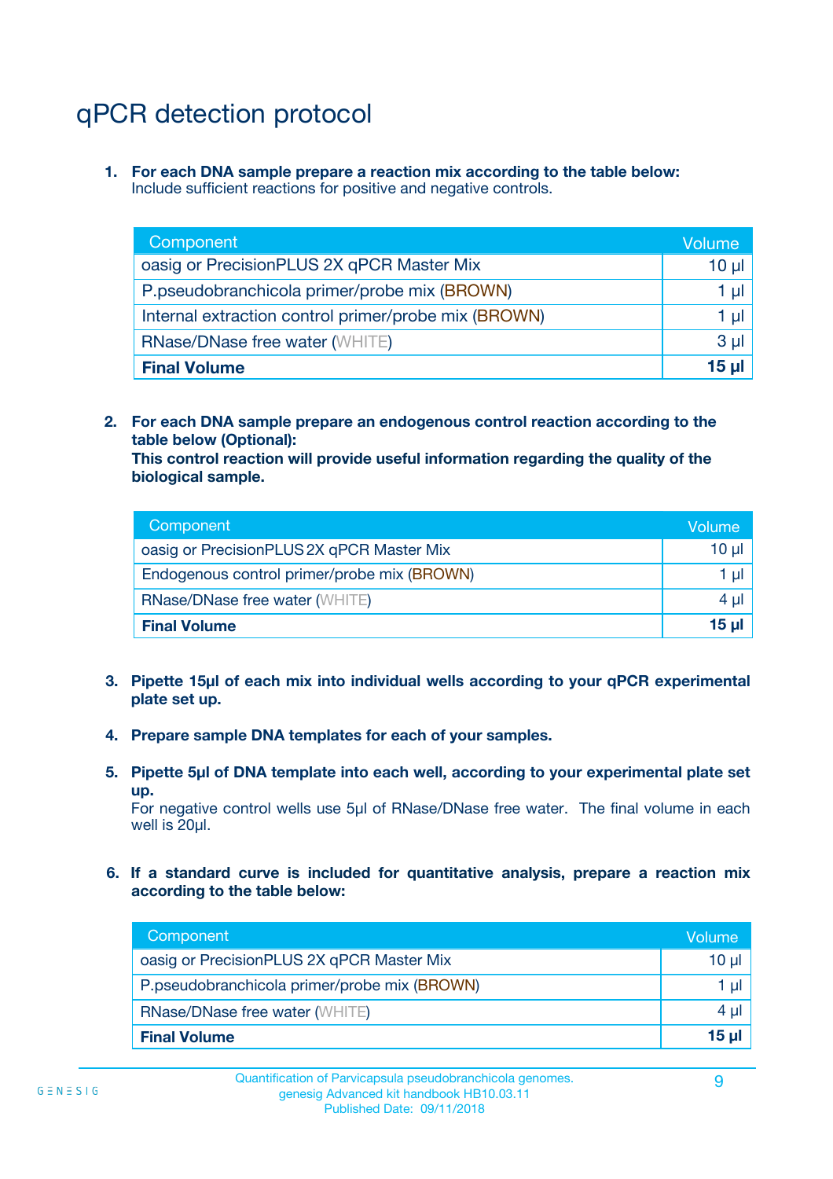# qPCR detection protocol

1. **For each DNA sample prepare a reaction mix according to the table below:**
   Include sufficient reactions for positive and negative controls.

| Component | Volume |
|---|---|
| oasig or PrecisionPLUS 2X qPCR Master Mix | 10 µl |
| P.pseudobranchicola primer/probe mix (BROWN) | 1 µl |
| Internal extraction control primer/probe mix (BROWN) | 1 µl |
| RNase/DNase free water (WHITE) | 3 µl |
| **Final Volume** | **15 µl** |

2. **For each DNA sample prepare an endogenous control reaction according to the table below (Optional):**
   **This control reaction will provide useful information regarding the quality of the biological sample.**

| Component | Volume |
|---|---|
| oasig or PrecisionPLUS 2X qPCR Master Mix | 10 µl |
| Endogenous control primer/probe mix (BROWN) | 1 µl |
| RNase/DNase free water (WHITE) | 4 µl |
| **Final Volume** | **15 µl** |

3. **Pipette 15µl of each mix into individual wells according to your qPCR experimental plate set up.**

4. **Prepare sample DNA templates for each of your samples.**

5. **Pipette 5µl of DNA template into each well, according to your experimental plate set up.**
   For negative control wells use 5µl of RNase/DNase free water. The final volume in each well is 20µl.

6. **If a standard curve is included for quantitative analysis, prepare a reaction mix according to the table below:**

| Component | Volume |
|---|---|
| oasig or PrecisionPLUS 2X qPCR Master Mix | 10 µl |
| P.pseudobranchicola primer/probe mix (BROWN) | 1 µl |
| RNase/DNase free water (WHITE) | 4 µl |
| **Final Volume** | **15 µl** |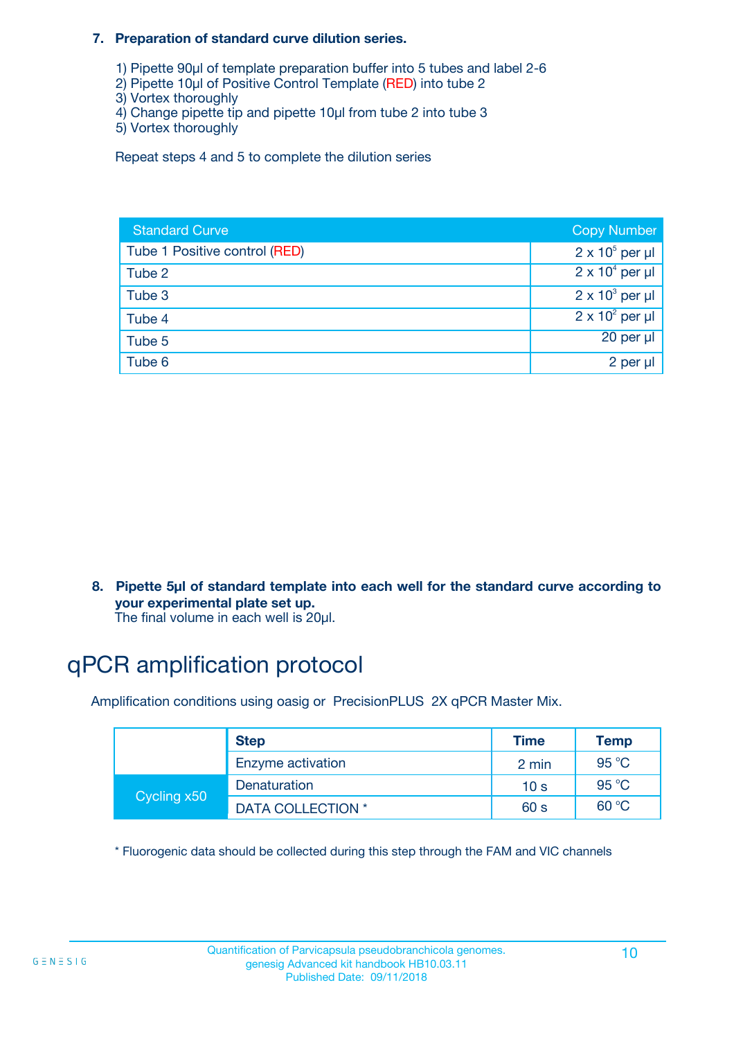**7. Preparation of standard curve dilution series.**

1) Pipette 90µl of template preparation buffer into 5 tubes and label 2-6
2) Pipette 10µl of Positive Control Template (RED) into tube 2
3) Vortex thoroughly
4) Change pipette tip and pipette 10µl from tube 2 into tube 3
5) Vortex thoroughly

Repeat steps 4 and 5 to complete the dilution series

| Standard Curve | Copy Number |
|---|---|
| Tube 1 Positive control (RED) | $2 \times 10^5$ per µl |
| Tube 2 | $2 \times 10^4$ per µl |
| Tube 3 | $2 \times 10^3$ per µl |
| Tube 4 | $2 \times 10^2$ per µl |
| Tube 5 | 20 per µl |
| Tube 6 | 2 per µl |

**8. Pipette 5µl of standard template into each well for the standard curve according to your experimental plate set up.**
The final volume in each well is 20µl.

# qPCR amplification protocol

Amplification conditions using oasig or PrecisionPLUS 2X qPCR Master Mix.

| | Step | Time | Temp |
|---|---|---|---|
| | Enzyme activation | 2 min | 95 °C |
| Cycling x50 | Denaturation | 10 s | 95 °C |
| | DATA COLLECTION * | 60 s | 60 °C |

* Fluorogenic data should be collected during this step through the FAM and VIC channels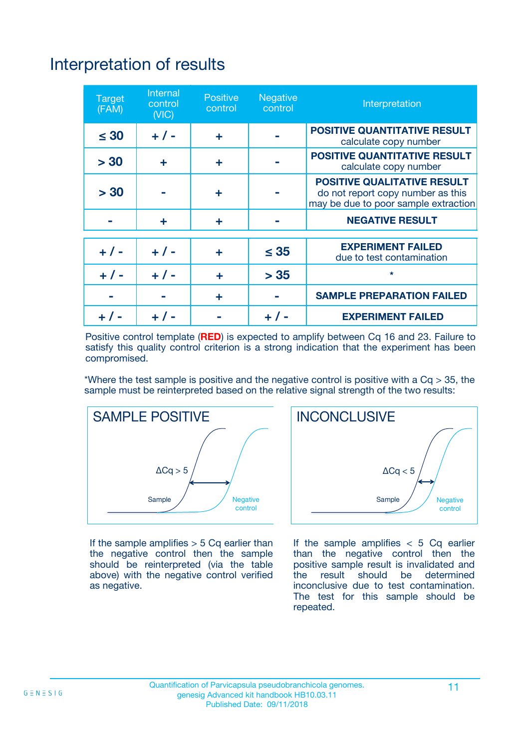# Interpretation of results

| Target (FAM) | Internal control (VIC) | Positive control | Negative control | Interpretation |
|---|---|---|---|---|
| ≤ 30 | + / - | + | - | **POSITIVE QUANTITATIVE RESULT** calculate copy number |
| > 30 | + | + | - | **POSITIVE QUANTITATIVE RESULT** calculate copy number |
| > 30 | - | + | - | **POSITIVE QUALITATIVE RESULT** do not report copy number as this may be due to poor sample extraction |
| - | + | + | - | **NEGATIVE RESULT** |
| + / - | + / - | + | ≤ 35 | **EXPERIMENT FAILED** due to test contamination |
| + / - | + / - | + | > 35 | * |
| - | - | + | - | **SAMPLE PREPARATION FAILED** |
| + / - | + / - | - | + / - | **EXPERIMENT FAILED** |

Positive control template (**RED**) is expected to amplify between Cq 16 and 23. Failure to satisfy this quality control criterion is a strong indication that the experiment has been compromised.

*Where the test sample is positive and the negative control is positive with a Cq > 35, the sample must be reinterpreted based on the relative signal strength of the two results:

**SAMPLE POSITIVE**

ΔCq > 5

Sample — Negative control

If the sample amplifies > 5 Cq earlier than the negative control then the sample should be reinterpreted (via the table above) with the negative control verified as negative.

**INCONCLUSIVE**

ΔCq < 5

Sample — Negative control

If the sample amplifies < 5 Cq earlier than the negative control then the positive sample result is invalidated and the result should be determined inconclusive due to test contamination. The test for this sample should be repeated.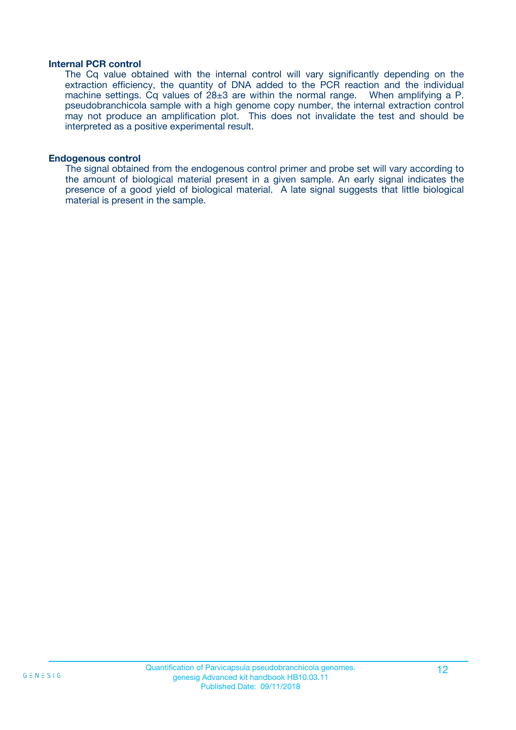**Internal PCR control**

The Cq value obtained with the internal control will vary significantly depending on the extraction efficiency, the quantity of DNA added to the PCR reaction and the individual machine settings. Cq values of 28±3 are within the normal range. When amplifying a P. pseudobranchicola sample with a high genome copy number, the internal extraction control may not produce an amplification plot. This does not invalidate the test and should be interpreted as a positive experimental result.

**Endogenous control**

The signal obtained from the endogenous control primer and probe set will vary according to the amount of biological material present in a given sample. An early signal indicates the presence of a good yield of biological material. A late signal suggests that little biological material is present in the sample.